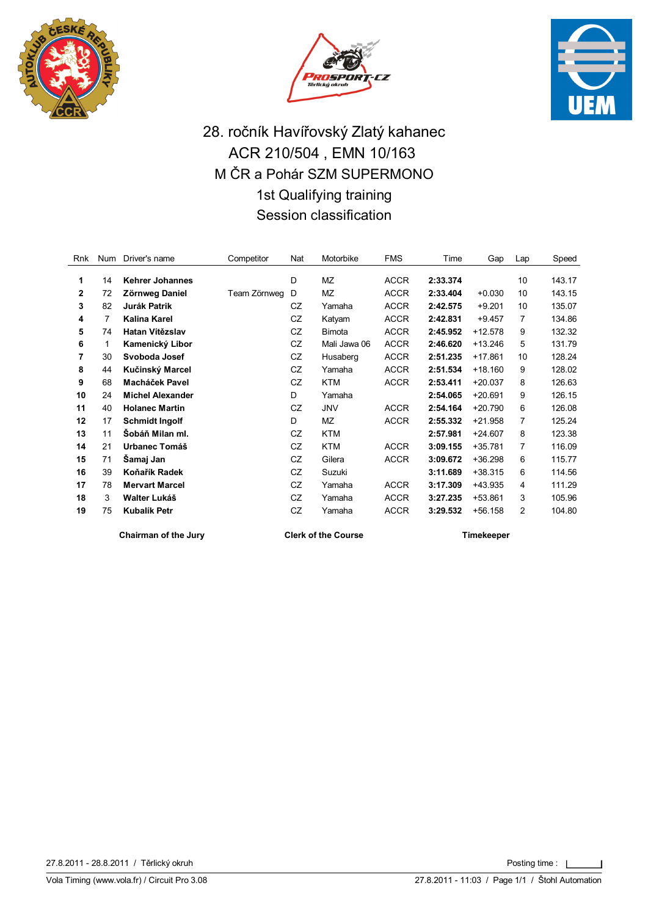# 28. ročník Havířovský Zlatý kahanec

## ACR 210/504 , EMN 10/163

## M ČR a Pohár SZM SUPERMONO

## 1st Qualifying training

## Session classification

| Rnk | Num | Driver's name | Competitor | Nat | Motorbike | FMS | Time | Gap | Lap | Speed |
|---|---|---|---|---|---|---|---|---|---|---|
| 1 | 14 | **Kehrer Johannes** | | D | MZ | ACCR | **2:33.374** | | 10 | 143.17 |
| 2 | 72 | **Zörnweg Daniel** | Team Zörnweg | D | MZ | ACCR | **2:33.404** | +0.030 | 10 | 143.15 |
| 3 | 82 | **Jurák Patrik** | | CZ | Yamaha | ACCR | **2:42.575** | +9.201 | 10 | 135.07 |
| 4 | 7 | **Kalina Karel** | | CZ | Katyam | ACCR | **2:42.831** | +9.457 | 7 | 134.86 |
| 5 | 74 | **Hatan Vítězslav** | | CZ | Bimota | ACCR | **2:45.952** | +12.578 | 9 | 132.32 |
| 6 | 1 | **Kamenický Libor** | | CZ | Mali Jawa 06 | ACCR | **2:46.620** | +13.246 | 5 | 131.79 |
| 7 | 30 | **Svoboda Josef** | | CZ | Husaberg | ACCR | **2:51.235** | +17.861 | 10 | 128.24 |
| 8 | 44 | **Kučinský Marcel** | | CZ | Yamaha | ACCR | **2:51.534** | +18.160 | 9 | 128.02 |
| 9 | 68 | **Macháček Pavel** | | CZ | KTM | ACCR | **2:53.411** | +20.037 | 8 | 126.63 |
| 10 | 24 | **Michel Alexander** | | D | Yamaha | | **2:54.065** | +20.691 | 9 | 126.15 |
| 11 | 40 | **Holanec Martin** | | CZ | JNV | ACCR | **2:54.164** | +20.790 | 6 | 126.08 |
| 12 | 17 | **Schmidt Ingolf** | | D | MZ | ACCR | **2:55.332** | +21.958 | 7 | 125.24 |
| 13 | 11 | **Šobáň Milan ml.** | | CZ | KTM | | **2:57.981** | +24.607 | 8 | 123.38 |
| 14 | 21 | **Urbanec Tomáš** | | CZ | KTM | ACCR | **3:09.155** | +35.781 | 7 | 116.09 |
| 15 | 71 | **Šamaj Jan** | | CZ | Gilera | ACCR | **3:09.672** | +36.298 | 6 | 115.77 |
| 16 | 39 | **Koňařík Radek** | | CZ | Suzuki | | **3:11.689** | +38.315 | 6 | 114.56 |
| 17 | 78 | **Mervart Marcel** | | CZ | Yamaha | ACCR | **3:17.309** | +43.935 | 4 | 111.29 |
| 18 | 3 | **Walter Lukáš** | | CZ | Yamaha | ACCR | **3:27.235** | +53.861 | 3 | 105.96 |
| 19 | 75 | **Kubalík Petr** | | CZ | Yamaha | ACCR | **3:29.532** | +56.158 | 2 | 104.80 |

**Chairman of the Jury** **Clerk of the Course** **Timekeeper**

27.8.2011 - 28.8.2011 / Těrlický okruh

Posting time :

Vola Timing (www.vola.fr) / Circuit Pro 3.08

27.8.2011 - 11:03 / Page 1/1 / Štohl Automation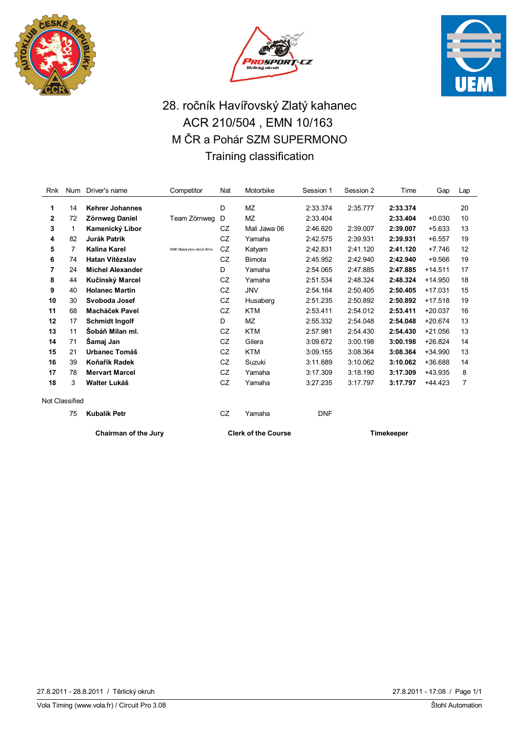# 28. ročník Havířovský Zlatý kahanec
## ACR 210/504 , EMN 10/163
## M ČR a Pohár SZM SUPERMONO
## Training classification

| Rnk | Num | Driver's name | Competitor | Nat | Motorbike | Session 1 | Session 2 | Time | Gap | Lap |
|---|---|---|---|---|---|---|---|---|---|---|
| **1** | 14 | **Kehrer Johannes** | | D | MZ | 2:33.374 | 2:35.777 | **2:33.374** | | 20 |
| **2** | 72 | **Zörnweg Daniel** | Team Zörnweg | D | MZ | 2:33.404 | | **2:33.404** | +0.030 | 10 |
| **3** | 1 | **Kamenický Libor** | | CZ | Mali Jawa 06 | 2:46.620 | 2:39.007 | **2:39.007** | +5.633 | 13 |
| **4** | 82 | **Jurák Patrik** | | CZ | Yamaha | 2:42.575 | 2:39.931 | **2:39.931** | +6.557 | 19 |
| **5** | 7 | **Kalina Karel** | AMK Masarykův okruh Brno | CZ | Katyam | 2:42.831 | 2:41.120 | **2:41.120** | +7.746 | 12 |
| **6** | 74 | **Hatan Vítězslav** | | CZ | Bimota | 2:45.952 | 2:42.940 | **2:42.940** | +9.566 | 19 |
| **7** | 24 | **Michel Alexander** | | D | Yamaha | 2:54.065 | 2:47.885 | **2:47.885** | +14.511 | 17 |
| **8** | 44 | **Kučinský Marcel** | | CZ | Yamaha | 2:51.534 | 2:48.324 | **2:48.324** | +14.950 | 18 |
| **9** | 40 | **Holanec Martin** | | CZ | JNV | 2:54.164 | 2:50.405 | **2:50.405** | +17.031 | 15 |
| **10** | 30 | **Svoboda Josef** | | CZ | Husaberg | 2:51.235 | 2:50.892 | **2:50.892** | +17.518 | 19 |
| **11** | 68 | **Macháček Pavel** | | CZ | KTM | 2:53.411 | 2:54.012 | **2:53.411** | +20.037 | 16 |
| **12** | 17 | **Schmidt Ingolf** | | D | MZ | 2:55.332 | 2:54.048 | **2:54.048** | +20.674 | 13 |
| **13** | 11 | **Šobáň Milan ml.** | | CZ | KTM | 2:57.981 | 2:54.430 | **2:54.430** | +21.056 | 13 |
| **14** | 71 | **Šamaj Jan** | | CZ | Gilera | 3:09.672 | 3:00.198 | **3:00.198** | +26.824 | 14 |
| **15** | 21 | **Urbanec Tomáš** | | CZ | KTM | 3:09.155 | 3:08.364 | **3:08.364** | +34.990 | 13 |
| **16** | 39 | **Koňařík Radek** | | CZ | Suzuki | 3:11.689 | 3:10.062 | **3:10.062** | +36.688 | 14 |
| **17** | 78 | **Mervart Marcel** | | CZ | Yamaha | 3:17.309 | 3:18.190 | **3:17.309** | +43.935 | 8 |
| **18** | 3 | **Walter Lukáš** | | CZ | Yamaha | 3:27.235 | 3:17.797 | **3:17.797** | +44.423 | 7 |

Not Classified

| Rnk | Num | Driver's name | Competitor | Nat | Motorbike | Session 1 | Session 2 | Time | Gap | Lap |
|---|---|---|---|---|---|---|---|---|---|---|
| | 75 | **Kubalík Petr** | | CZ | Yamaha | DNF | | | | |

**Chairman of the Jury** **Clerk of the Course** **Timekeeper**

27.8.2011 - 28.8.2011 / Těrlický okruh

27.8.2011 - 17:08

Vola Timing (www.vola.fr) / Circuit Pro 3.08

Štohl Automation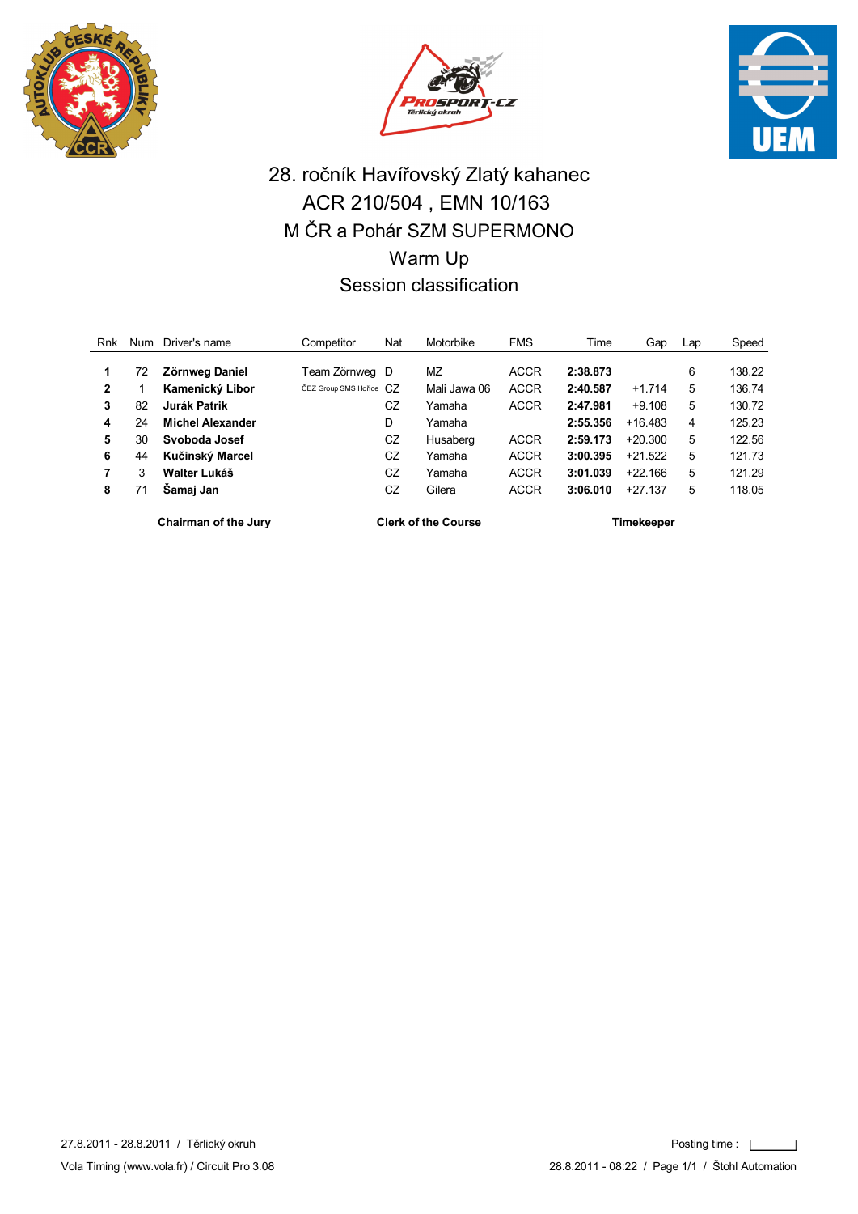# 28. ročník Havířovský Zlatý kahanec

## ACR 210/504 , EMN 10/163

## M ČR a Pohár SZM SUPERMONO

## Warm Up

## Session classification

| Rnk | Num | Driver's name | Competitor | Nat | Motorbike | FMS | Time | Gap | Lap | Speed |
|---|---|---|---|---|---|---|---|---|---|---|
| **1** | 72 | **Zörnweg Daniel** | Team Zörnweg | D | MZ | ACCR | **2:38.873** | | 6 | 138.22 |
| **2** | 1 | **Kamenický Libor** | ČEZ Group SMS Hořice | CZ | Mali Jawa 06 | ACCR | **2:40.587** | +1.714 | 5 | 136.74 |
| **3** | 82 | **Jurák Patrik** | | CZ | Yamaha | ACCR | **2:47.981** | +9.108 | 5 | 130.72 |
| **4** | 24 | **Michel Alexander** | | D | Yamaha | | **2:55.356** | +16.483 | 4 | 125.23 |
| **5** | 30 | **Svoboda Josef** | | CZ | Husaberg | ACCR | **2:59.173** | +20.300 | 5 | 122.56 |
| **6** | 44 | **Kučinský Marcel** | | CZ | Yamaha | ACCR | **3:00.395** | +21.522 | 5 | 121.73 |
| **7** | 3 | **Walter Lukáš** | | CZ | Yamaha | ACCR | **3:01.039** | +22.166 | 5 | 121.29 |
| **8** | 71 | **Šamaj Jan** | | CZ | Gilera | ACCR | **3:06.010** | +27.137 | 5 | 118.05 |

**Chairman of the Jury** **Clerk of the Course** **Timekeeper**

27.8.2011 - 28.8.2011 / Těrlický okruh

Posting time :

Vola Timing (www.vola.fr) / Circuit Pro 3.08

28.8.2011 - 08:22 / Page 1/1 / Štohl Automation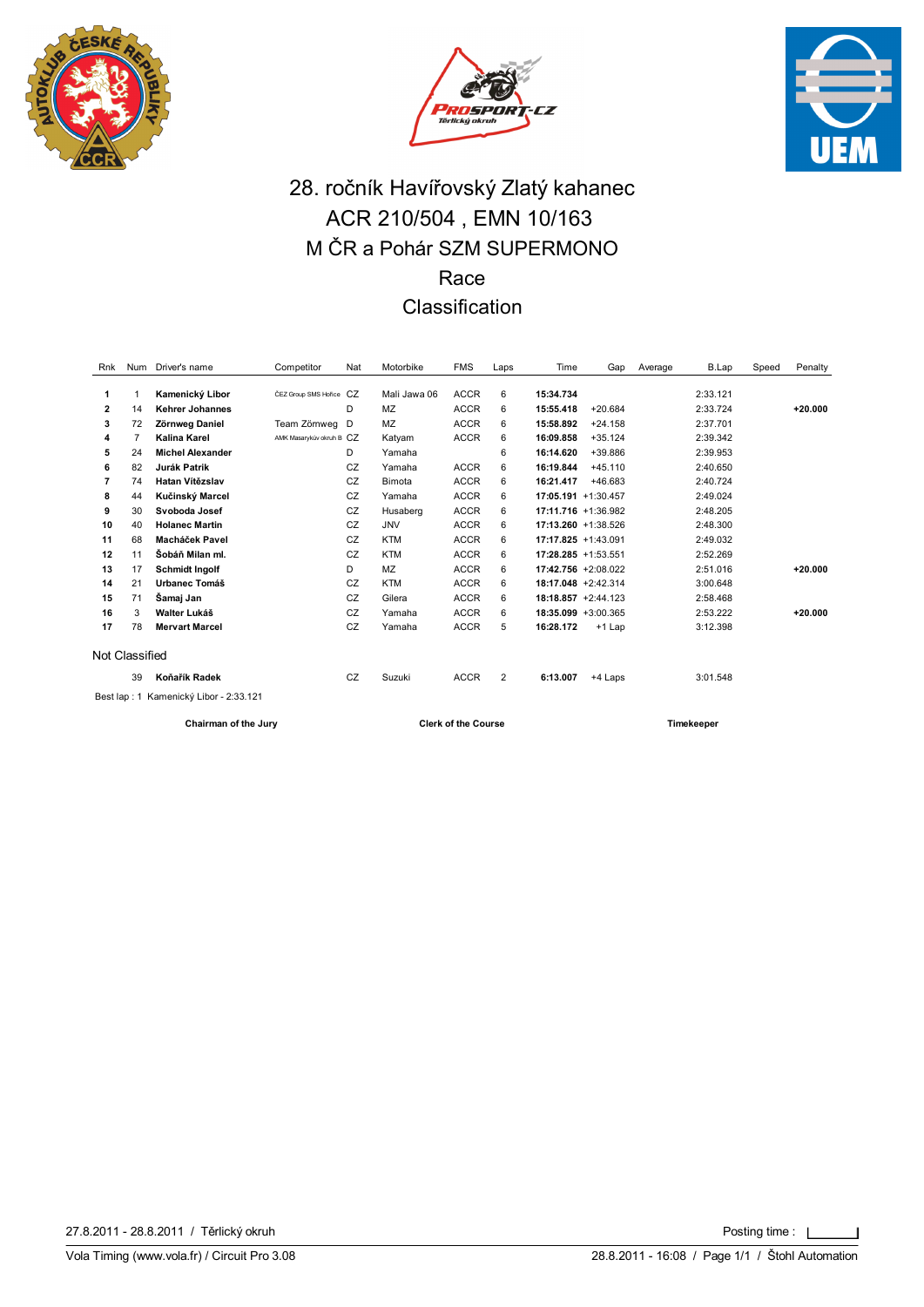# 28. ročník Havířovský Zlatý kahanec

## ACR 210/504 , EMN 10/163

## M ČR a Pohár SZM SUPERMONO

## Race

## Classification

| Rnk | Num | Driver's name | Competitor | Nat | Motorbike | FMS | Laps | Time | Gap | Average | B.Lap | Speed | Penalty |
|---|---|---|---|---|---|---|---|---|---|---|---|---|---|
| 1 | 1 | **Kamenický Libor** | ČEZ Group SMS Hořice | CZ | Mali Jawa 06 | ACCR | 6 | **15:34.734** | | | 2:33.121 | | |
| 2 | 14 | **Kehrer Johannes** | | D | MZ | ACCR | 6 | **15:55.418** | +20.684 | | 2:33.724 | | **+20.000** |
| 3 | 72 | **Zörnweg Daniel** | Team Zörnweg | D | MZ | ACCR | 6 | **15:58.892** | +24.158 | | 2:37.701 | | |
| 4 | 7 | **Kalina Karel** | AMK Masarykův okruh B | CZ | Katyam | ACCR | 6 | **16:09.858** | +35.124 | | 2:39.342 | | |
| 5 | 24 | **Michel Alexander** | | D | Yamaha | | 6 | **16:14.620** | +39.886 | | 2:39.953 | | |
| 6 | 82 | **Jurák Patrik** | | CZ | Yamaha | ACCR | 6 | **16:19.844** | +45.110 | | 2:40.650 | | |
| 7 | 74 | **Hatan Vítězslav** | | CZ | Bimota | ACCR | 6 | **16:21.417** | +46.683 | | 2:40.724 | | |
| 8 | 44 | **Kučinský Marcel** | | CZ | Yamaha | ACCR | 6 | **17:05.191** | +1:30.457 | | 2:49.024 | | |
| 9 | 30 | **Svoboda Josef** | | CZ | Husaberg | ACCR | 6 | **17:11.716** | +1:36.982 | | 2:48.205 | | |
| 10 | 40 | **Holanec Martin** | | CZ | JNV | ACCR | 6 | **17:13.260** | +1:38.526 | | 2:48.300 | | |
| 11 | 68 | **Macháček Pavel** | | CZ | KTM | ACCR | 6 | **17:17.825** | +1:43.091 | | 2:49.032 | | |
| 12 | 11 | **Šobáň Milan ml.** | | CZ | KTM | ACCR | 6 | **17:28.285** | +1:53.551 | | 2:52.269 | | |
| 13 | 17 | **Schmidt Ingolf** | | D | MZ | ACCR | 6 | **17:42.756** | +2:08.022 | | 2:51.016 | | **+20.000** |
| 14 | 21 | **Urbanec Tomáš** | | CZ | KTM | ACCR | 6 | **18:17.048** | +2:42.314 | | 3:00.648 | | |
| 15 | 71 | **Šamaj Jan** | | CZ | Gilera | ACCR | 6 | **18:18.857** | +2:44.123 | | 2:58.468 | | |
| 16 | 3 | **Walter Lukáš** | | CZ | Yamaha | ACCR | 6 | **18:35.099** | +3:00.365 | | 2:53.222 | | **+20.000** |
| 17 | 78 | **Mervart Marcel** | | CZ | Yamaha | ACCR | 5 | **16:28.172** | +1 Lap | | 3:12.398 | | |

Not Classified

| Rnk | Num | Driver's name | Competitor | Nat | Motorbike | FMS | Laps | Time | Gap | Average | B.Lap | Speed | Penalty |
|---|---|---|---|---|---|---|---|---|---|---|---|---|---|
| | 39 | **Koňařík Radek** | | CZ | Suzuki | ACCR | 2 | **6:13.007** | +4 Laps | | 3:01.548 | | |

Best lap : 1 Kamenický Libor - 2:33.121

**Chairman of the Jury** **Clerk of the Course** **Timekeeper**

27.8.2011 - 28.8.2011 / Těrlický okruh

Posting time :

Vola Timing (www.vola.fr) / Circuit Pro 3.08

28.8.2011 - 16:08 / Page 1/1 / Štohl Automation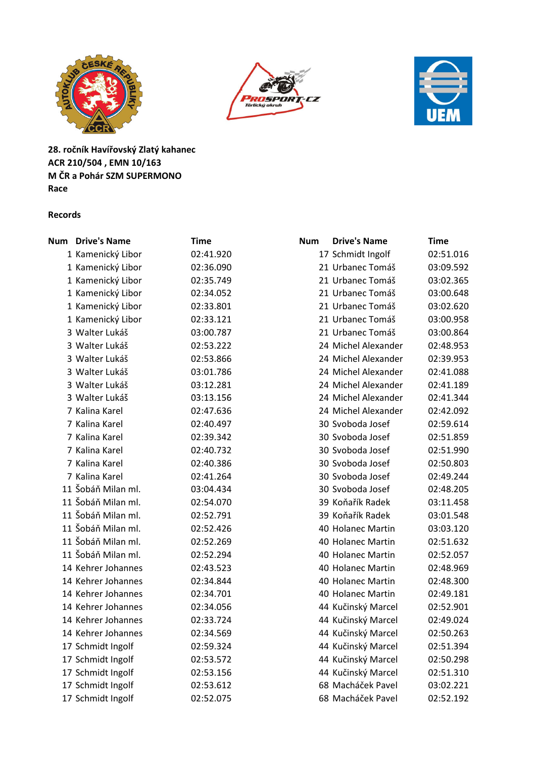**28. ročník Havířovský Zlatý kahanec**
**ACR 210/504 , EMN 10/163**
**M ČR a Pohár SZM SUPERMONO**
**Race**

**Records**

| Num | Drive's Name | Time |
|---|---|---|
| 1 | Kamenický Libor | 02:41.920 |
| 1 | Kamenický Libor | 02:36.090 |
| 1 | Kamenický Libor | 02:35.749 |
| 1 | Kamenický Libor | 02:34.052 |
| 1 | Kamenický Libor | 02:33.801 |
| 1 | Kamenický Libor | 02:33.121 |
| 3 | Walter Lukáš | 03:00.787 |
| 3 | Walter Lukáš | 02:53.222 |
| 3 | Walter Lukáš | 02:53.866 |
| 3 | Walter Lukáš | 03:01.786 |
| 3 | Walter Lukáš | 03:12.281 |
| 3 | Walter Lukáš | 03:13.156 |
| 7 | Kalina Karel | 02:47.636 |
| 7 | Kalina Karel | 02:40.497 |
| 7 | Kalina Karel | 02:39.342 |
| 7 | Kalina Karel | 02:40.732 |
| 7 | Kalina Karel | 02:40.386 |
| 7 | Kalina Karel | 02:41.264 |
| 11 | Šobáň Milan ml. | 03:04.434 |
| 11 | Šobáň Milan ml. | 02:54.070 |
| 11 | Šobáň Milan ml. | 02:52.791 |
| 11 | Šobáň Milan ml. | 02:52.426 |
| 11 | Šobáň Milan ml. | 02:52.269 |
| 11 | Šobáň Milan ml. | 02:52.294 |
| 14 | Kehrer Johannes | 02:43.523 |
| 14 | Kehrer Johannes | 02:34.844 |
| 14 | Kehrer Johannes | 02:34.701 |
| 14 | Kehrer Johannes | 02:34.056 |
| 14 | Kehrer Johannes | 02:33.724 |
| 14 | Kehrer Johannes | 02:34.569 |
| 17 | Schmidt Ingolf | 02:59.324 |
| 17 | Schmidt Ingolf | 02:53.572 |
| 17 | Schmidt Ingolf | 02:53.156 |
| 17 | Schmidt Ingolf | 02:53.612 |
| 17 | Schmidt Ingolf | 02:52.075 |
| 17 | Schmidt Ingolf | 02:51.016 |
| 21 | Urbanec Tomáš | 03:09.592 |
| 21 | Urbanec Tomáš | 03:02.365 |
| 21 | Urbanec Tomáš | 03:00.648 |
| 21 | Urbanec Tomáš | 03:02.620 |
| 21 | Urbanec Tomáš | 03:00.958 |
| 21 | Urbanec Tomáš | 03:00.864 |
| 24 | Michel Alexander | 02:48.953 |
| 24 | Michel Alexander | 02:39.953 |
| 24 | Michel Alexander | 02:41.088 |
| 24 | Michel Alexander | 02:41.189 |
| 24 | Michel Alexander | 02:41.344 |
| 24 | Michel Alexander | 02:42.092 |
| 30 | Svoboda Josef | 02:59.614 |
| 30 | Svoboda Josef | 02:51.859 |
| 30 | Svoboda Josef | 02:51.990 |
| 30 | Svoboda Josef | 02:50.803 |
| 30 | Svoboda Josef | 02:49.244 |
| 30 | Svoboda Josef | 02:48.205 |
| 39 | Koňařík Radek | 03:11.458 |
| 39 | Koňařík Radek | 03:01.548 |
| 40 | Holanec Martin | 03:03.120 |
| 40 | Holanec Martin | 02:51.632 |
| 40 | Holanec Martin | 02:52.057 |
| 40 | Holanec Martin | 02:48.969 |
| 40 | Holanec Martin | 02:48.300 |
| 40 | Holanec Martin | 02:49.181 |
| 44 | Kučinský Marcel | 02:52.901 |
| 44 | Kučinský Marcel | 02:49.024 |
| 44 | Kučinský Marcel | 02:50.263 |
| 44 | Kučinský Marcel | 02:51.394 |
| 44 | Kučinský Marcel | 02:50.298 |
| 44 | Kučinský Marcel | 02:51.310 |
| 68 | Macháček Pavel | 03:02.221 |
| 68 | Macháček Pavel | 02:52.192 |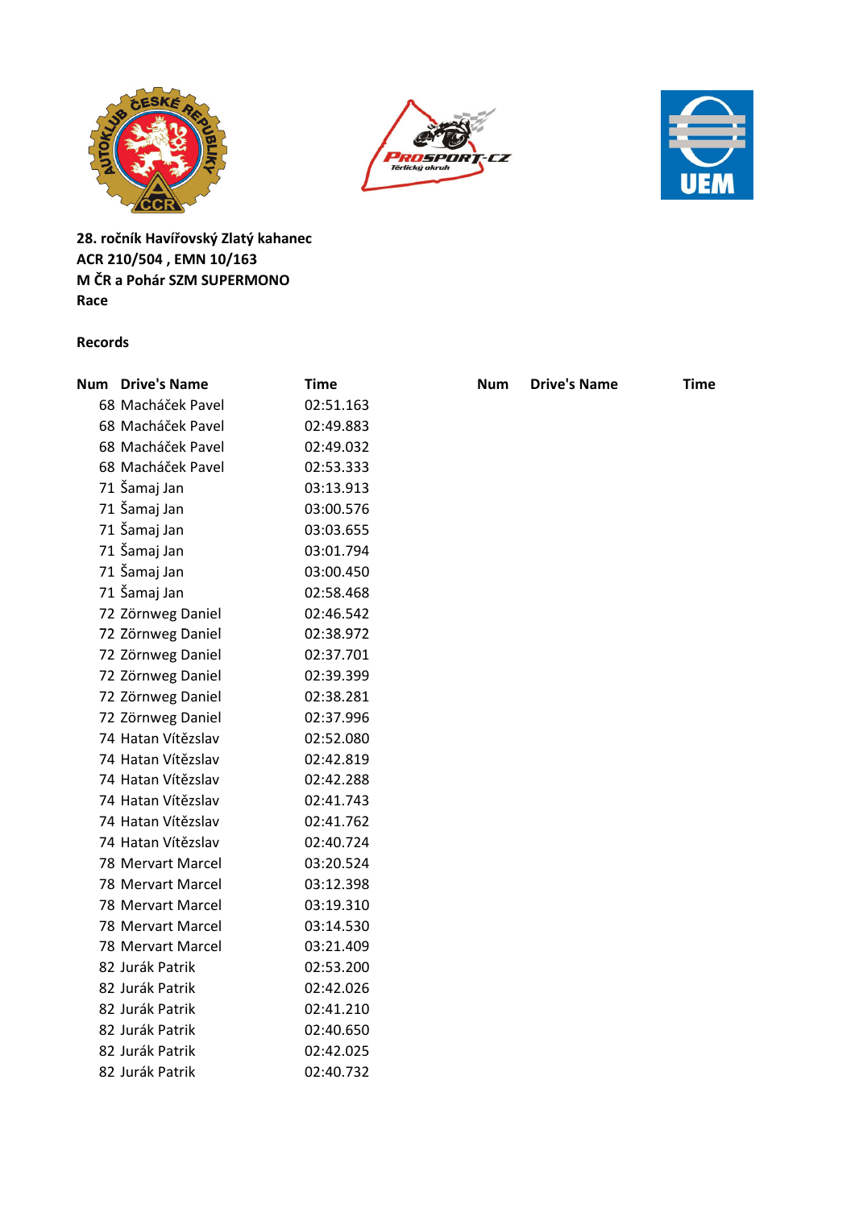**28. ročník Havířovský Zlatý kahanec**
**ACR 210/504 , EMN 10/163**
**M ČR a Pohár SZM SUPERMONO**
**Race**

**Records**

| Num | Drive's Name | Time | Num | Drive's Name | Time |
|---|---|---|---|---|---|
| 68 | Macháček Pavel | 02:51.163 | | | |
| 68 | Macháček Pavel | 02:49.883 | | | |
| 68 | Macháček Pavel | 02:49.032 | | | |
| 68 | Macháček Pavel | 02:53.333 | | | |
| 71 | Šamaj Jan | 03:13.913 | | | |
| 71 | Šamaj Jan | 03:00.576 | | | |
| 71 | Šamaj Jan | 03:03.655 | | | |
| 71 | Šamaj Jan | 03:01.794 | | | |
| 71 | Šamaj Jan | 03:00.450 | | | |
| 71 | Šamaj Jan | 02:58.468 | | | |
| 72 | Zörnweg Daniel | 02:46.542 | | | |
| 72 | Zörnweg Daniel | 02:38.972 | | | |
| 72 | Zörnweg Daniel | 02:37.701 | | | |
| 72 | Zörnweg Daniel | 02:39.399 | | | |
| 72 | Zörnweg Daniel | 02:38.281 | | | |
| 72 | Zörnweg Daniel | 02:37.996 | | | |
| 74 | Hatan Vítězslav | 02:52.080 | | | |
| 74 | Hatan Vítězslav | 02:42.819 | | | |
| 74 | Hatan Vítězslav | 02:42.288 | | | |
| 74 | Hatan Vítězslav | 02:41.743 | | | |
| 74 | Hatan Vítězslav | 02:41.762 | | | |
| 74 | Hatan Vítězslav | 02:40.724 | | | |
| 78 | Mervart Marcel | 03:20.524 | | | |
| 78 | Mervart Marcel | 03:12.398 | | | |
| 78 | Mervart Marcel | 03:19.310 | | | |
| 78 | Mervart Marcel | 03:14.530 | | | |
| 78 | Mervart Marcel | 03:21.409 | | | |
| 82 | Jurák Patrik | 02:53.200 | | | |
| 82 | Jurák Patrik | 02:42.026 | | | |
| 82 | Jurák Patrik | 02:41.210 | | | |
| 82 | Jurák Patrik | 02:40.650 | | | |
| 82 | Jurák Patrik | 02:42.025 | | | |
| 82 | Jurák Patrik | 02:40.732 | | | |